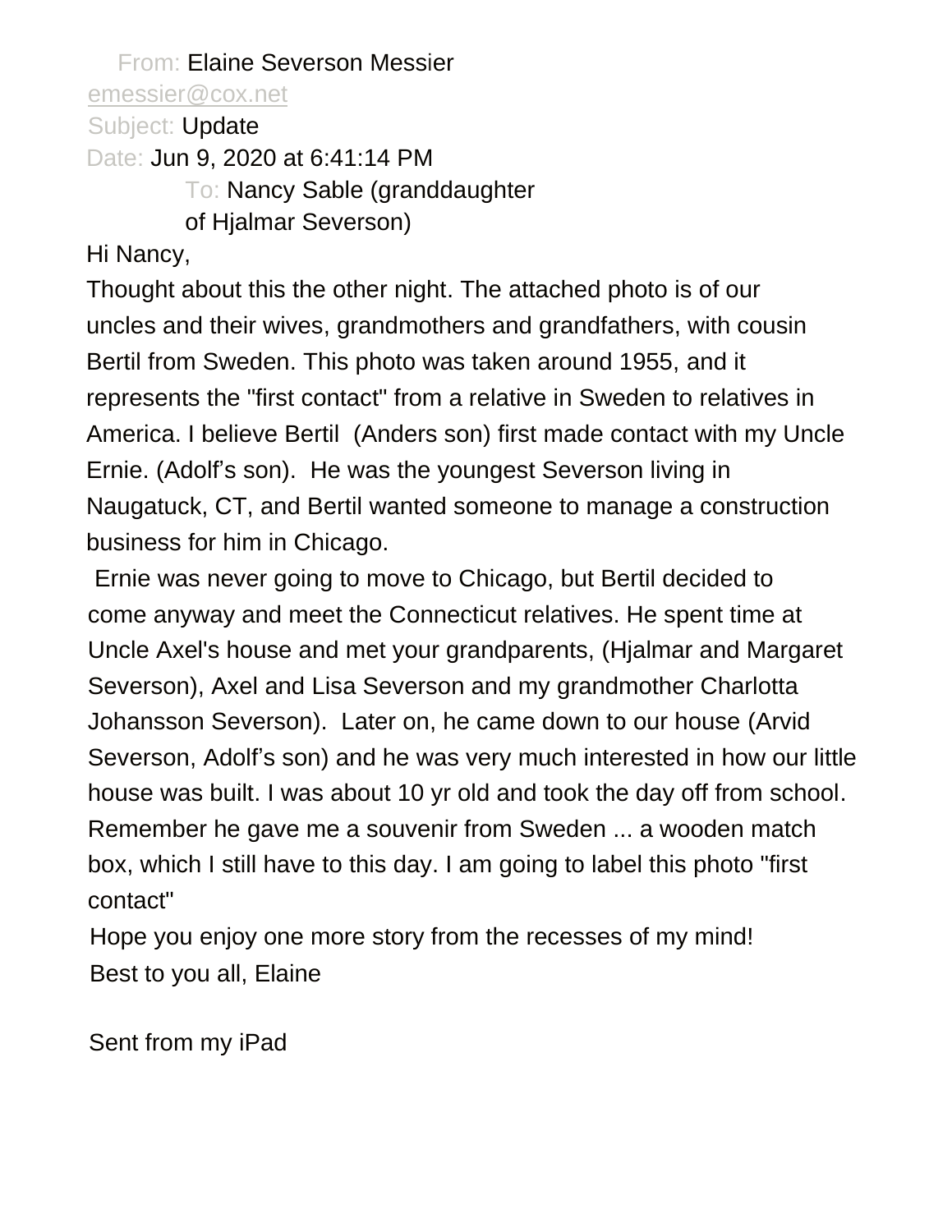From: Elaine Severson Messier
emessier@cox.net
Subject: Update
Date: Jun 9, 2020 at 6:41:14 PM
To: Nancy Sable (granddaughter of Hjalmar Severson)

Hi Nancy,

Thought about this the other night. The attached photo is of our uncles and their wives, grandmothers and grandfathers, with cousin Bertil from Sweden. This photo was taken around 1955, and it represents the "first contact" from a relative in Sweden to relatives in America. I believe Bertil (Anders son) first made contact with my Uncle Ernie. (Adolf's son). He was the youngest Severson living in Naugatuck, CT, and Bertil wanted someone to manage a construction business for him in Chicago.

Ernie was never going to move to Chicago, but Bertil decided to come anyway and meet the Connecticut relatives. He spent time at Uncle Axel's house and met your grandparents, (Hjalmar and Margaret Severson), Axel and Lisa Severson and my grandmother Charlotta Johansson Severson). Later on, he came down to our house (Arvid Severson, Adolf's son) and he was very much interested in how our little house was built. I was about 10 yr old and took the day off from school. Remember he gave me a souvenir from Sweden ... a wooden match box, which I still have to this day. I am going to label this photo "first contact"

Hope you enjoy one more story from the recesses of my mind!

Best to you all, Elaine

Sent from my iPad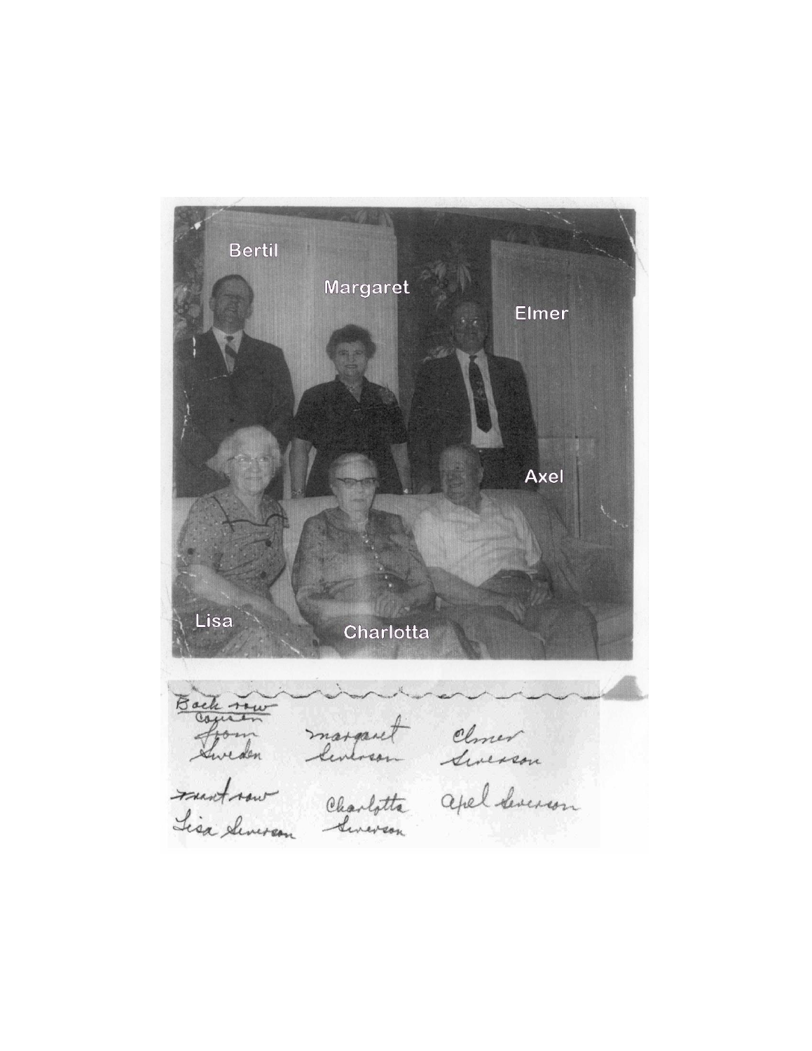Bertil

Margaret

Elmer

Axel

Lisa

Charlotta

Back row
cousin
from
Sweden

margaret
Severson

Elmer
Severson

Front row
Lisa Severson

Charlotta
Severson

Axel Severson